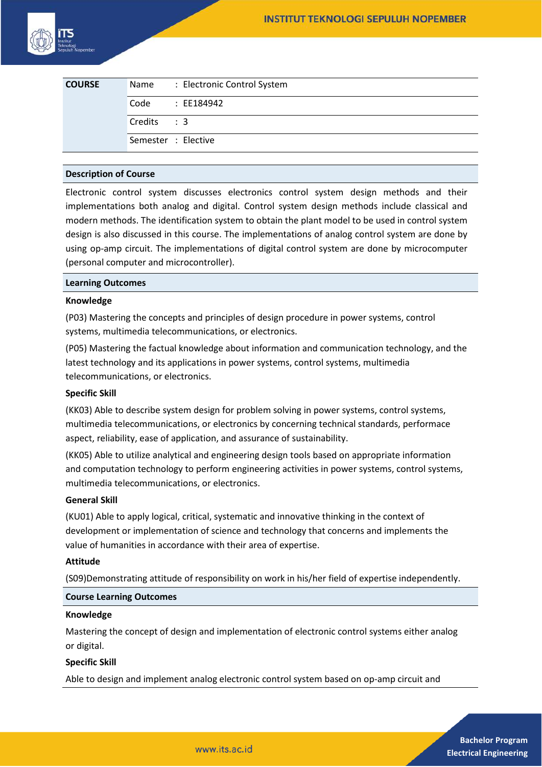| COURSE | | |
|---|---|---|
| | Name | : Electronic Control System |
| | Code | : EE184942 |
| | Credits | : 3 |
| | Semester | : Elective |

## Description of Course

Electronic control system discusses electronics control system design methods and their implementations both analog and digital. Control system design methods include classical and modern methods. The identification system to obtain the plant model to be used in control system design is also discussed in this course. The implementations of analog control system are done by using op-amp circuit. The implementations of digital control system are done by microcomputer (personal computer and microcontroller).

## Learning Outcomes

**Knowledge**

(P03) Mastering the concepts and principles of design procedure in power systems, control systems, multimedia telecommunications, or electronics.

(P05) Mastering the factual knowledge about information and communication technology, and the latest technology and its applications in power systems, control systems, multimedia telecommunications, or electronics.

**Specific Skill**

(KK03) Able to describe system design for problem solving in power systems, control systems, multimedia telecommunications, or electronics by concerning technical standards, performace aspect, reliability, ease of application, and assurance of sustainability.

(KK05) Able to utilize analytical and engineering design tools based on appropriate information and computation technology to perform engineering activities in power systems, control systems, multimedia telecommunications, or electronics.

**General Skill**

(KU01) Able to apply logical, critical, systematic and innovative thinking in the context of development or implementation of science and technology that concerns and implements the value of humanities in accordance with their area of expertise.

**Attitude**

(S09)Demonstrating attitude of responsibility on work in his/her field of expertise independently.

## Course Learning Outcomes

**Knowledge**

Mastering the concept of design and implementation of electronic control systems either analog or digital.

**Specific Skill**

Able to design and implement analog electronic control system based on op-amp circuit and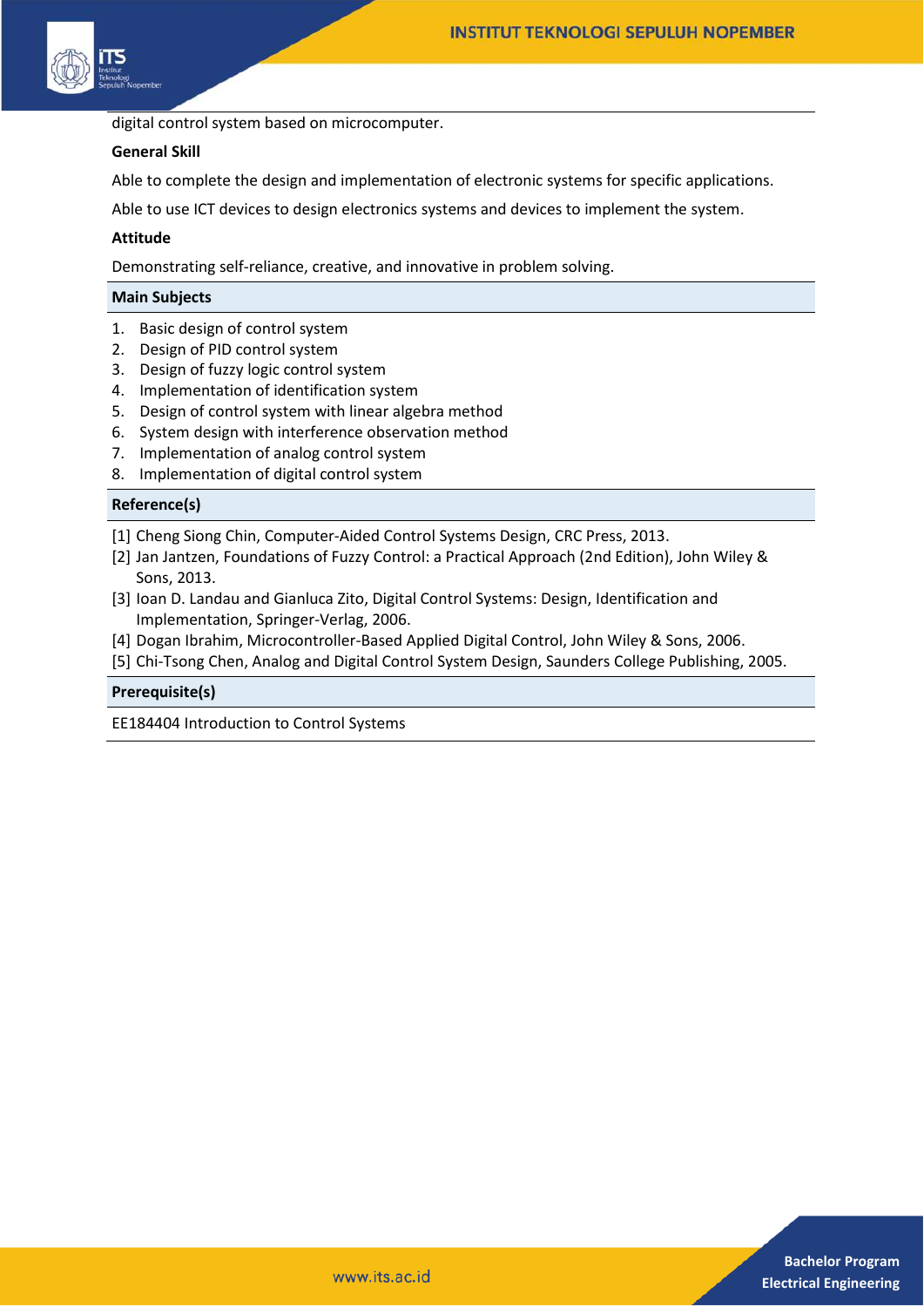digital control system based on microcomputer.

**General Skill**

Able to complete the design and implementation of electronic systems for specific applications.

Able to use ICT devices to design electronics systems and devices to implement the system.

**Attitude**

Demonstrating self-reliance, creative, and innovative in problem solving.

**Main Subjects**

1. Basic design of control system
2. Design of PID control system
3. Design of fuzzy logic control system
4. Implementation of identification system
5. Design of control system with linear algebra method
6. System design with interference observation method
7. Implementation of analog control system
8. Implementation of digital control system

**Reference(s)**

[1] Cheng Siong Chin, Computer-Aided Control Systems Design, CRC Press, 2013.
[2] Jan Jantzen, Foundations of Fuzzy Control: a Practical Approach (2nd Edition), John Wiley & Sons, 2013.
[3] Ioan D. Landau and Gianluca Zito, Digital Control Systems: Design, Identification and Implementation, Springer-Verlag, 2006.
[4] Dogan Ibrahim, Microcontroller-Based Applied Digital Control, John Wiley & Sons, 2006.
[5] Chi-Tsong Chen, Analog and Digital Control System Design, Saunders College Publishing, 2005.

**Prerequisite(s)**

EE184404 Introduction to Control Systems